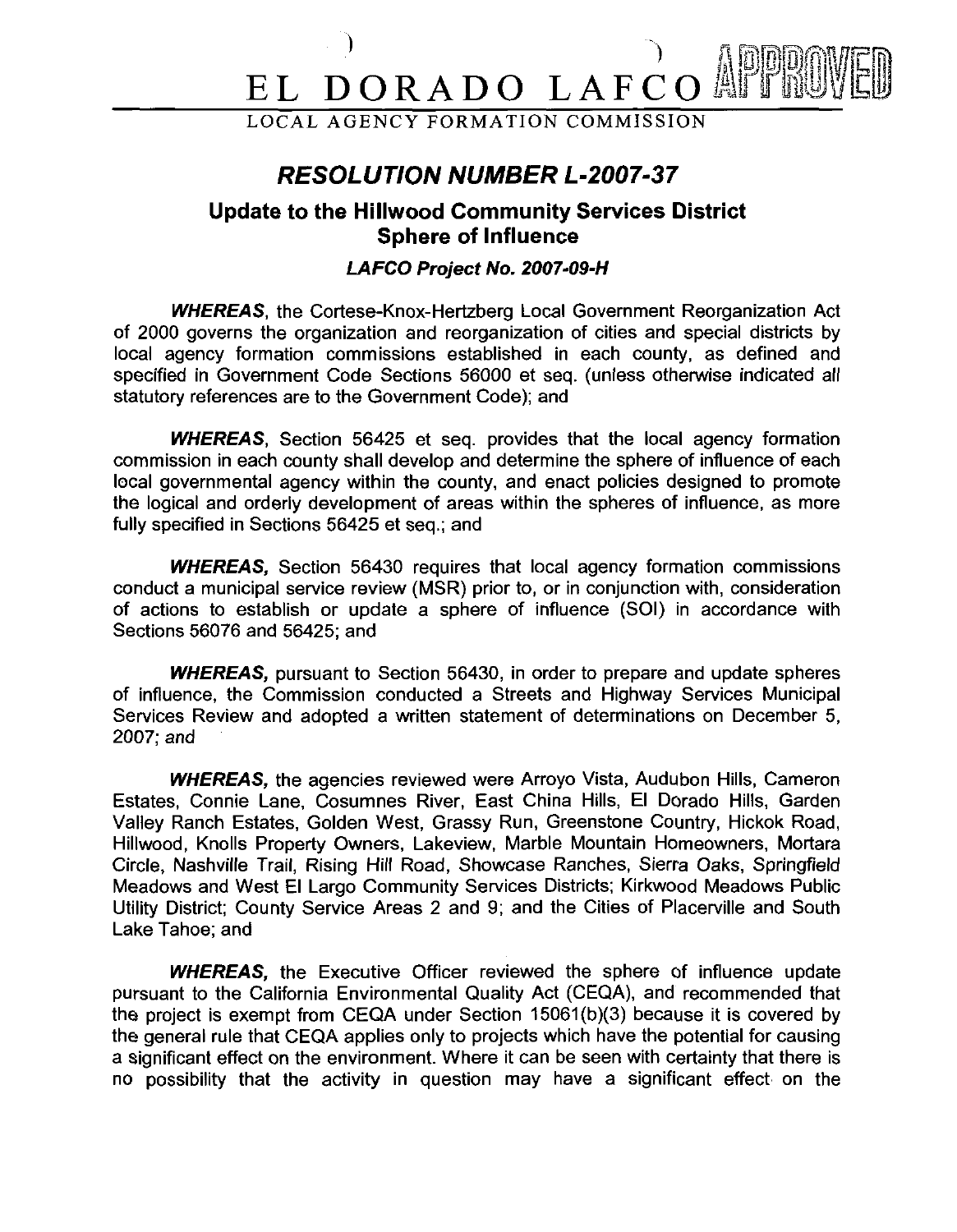# EL DORADO LAFCO

LOCAL AGENCY FORMATION COMMISSION

APPROVED

## *RESOLUTION NUMBER L-2007-37*

### Update to the Hillwood Community Services District Sphere of Influence

#### *LAFCO Project No. 2007-09-H*

***WHEREAS***, the Cortese-Knox-Hertzberg Local Government Reorganization Act of 2000 governs the organization and reorganization of cities and special districts by local agency formation commissions established in each county, as defined and specified in Government Code Sections 56000 et seq. (unless otherwise indicated all statutory references are to the Government Code); and

***WHEREAS***, Section 56425 et seq. provides that the local agency formation commission in each county shall develop and determine the sphere of influence of each local governmental agency within the county, and enact policies designed to promote the logical and orderly development of areas within the spheres of influence, as more fully specified in Sections 56425 et seq.; and

***WHEREAS,*** Section 56430 requires that local agency formation commissions conduct a municipal service review (MSR) prior to, or in conjunction with, consideration of actions to establish or update a sphere of influence (SOI) in accordance with Sections 56076 and 56425; and

***WHEREAS,*** pursuant to Section 56430, in order to prepare and update spheres of influence, the Commission conducted a Streets and Highway Services Municipal Services Review and adopted a written statement of determinations on December 5, 2007; and

***WHEREAS,*** the agencies reviewed were Arroyo Vista, Audubon Hills, Cameron Estates, Connie Lane, Cosumnes River, East China Hills, El Dorado Hills, Garden Valley Ranch Estates, Golden West, Grassy Run, Greenstone Country, Hickok Road, Hillwood, Knolls Property Owners, Lakeview, Marble Mountain Homeowners, Mortara Circle, Nashville Trail, Rising Hill Road, Showcase Ranches, Sierra Oaks, Springfield Meadows and West El Largo Community Services Districts; Kirkwood Meadows Public Utility District; County Service Areas 2 and 9; and the Cities of Placerville and South Lake Tahoe; and

***WHEREAS,*** the Executive Officer reviewed the sphere of influence update pursuant to the California Environmental Quality Act (CEQA), and recommended that the project is exempt from CEQA under Section 15061(b)(3) because it is covered by the general rule that CEQA applies only to projects which have the potential for causing a significant effect on the environment. Where it can be seen with certainty that there is no possibility that the activity in question may have a significant effect on the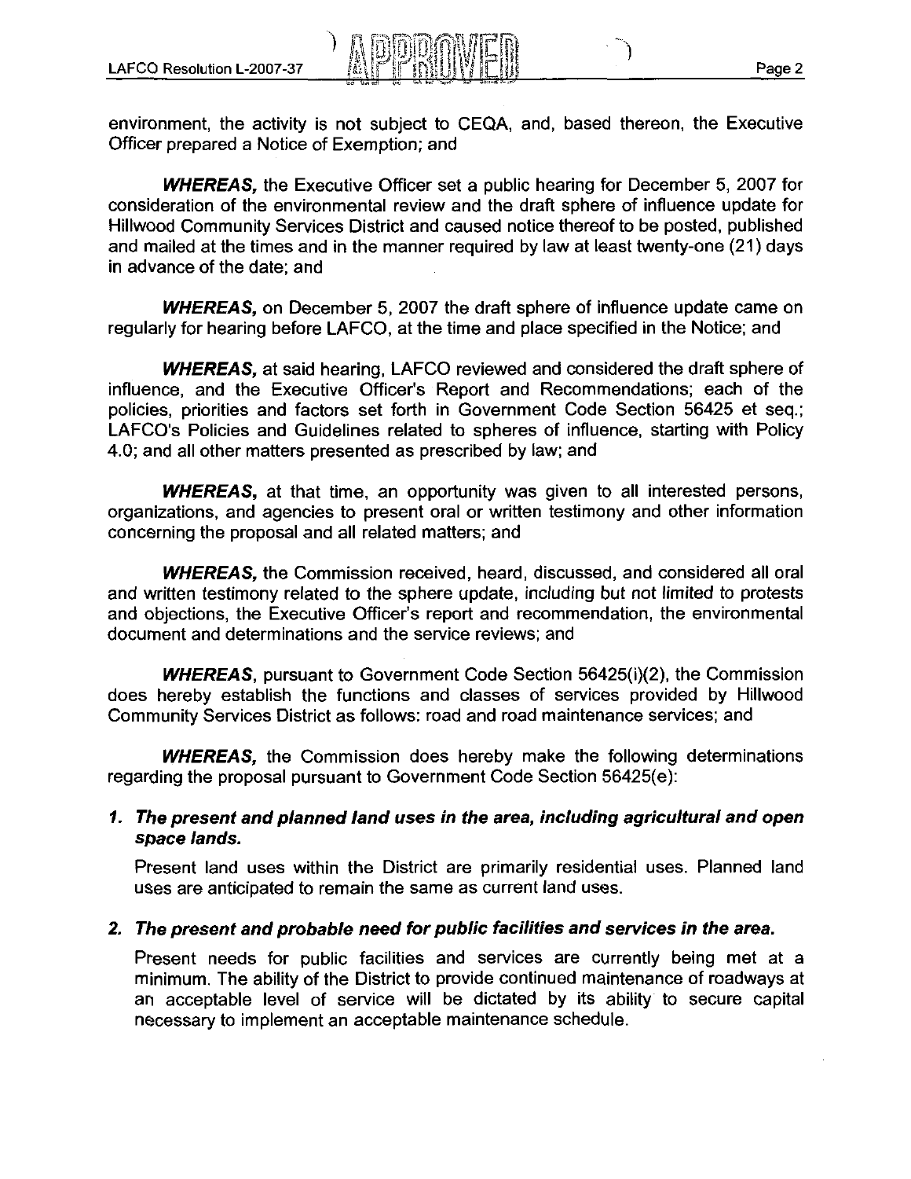environment, the activity is not subject to CEQA, and, based thereon, the Executive Officer prepared a Notice of Exemption; and

***WHEREAS,*** the Executive Officer set a public hearing for December 5, 2007 for consideration of the environmental review and the draft sphere of influence update for Hillwood Community Services District and caused notice thereof to be posted, published and mailed at the times and in the manner required by law at least twenty-one (21) days in advance of the date; and

***WHEREAS,*** on December 5, 2007 the draft sphere of influence update came on regularly for hearing before LAFCO, at the time and place specified in the Notice; and

***WHEREAS,*** at said hearing, LAFCO reviewed and considered the draft sphere of influence, and the Executive Officer's Report and Recommendations; each of the policies, priorities and factors set forth in Government Code Section 56425 et seq.; LAFCO's Policies and Guidelines related to spheres of influence, starting with Policy 4.0; and all other matters presented as prescribed by law; and

***WHEREAS,*** at that time, an opportunity was given to all interested persons, organizations, and agencies to present oral or written testimony and other information concerning the proposal and all related matters; and

***WHEREAS,*** the Commission received, heard, discussed, and considered all oral and written testimony related to the sphere update, including but not limited to protests and objections, the Executive Officer's report and recommendation, the environmental document and determinations and the service reviews; and

***WHEREAS***, pursuant to Government Code Section 56425(i)(2), the Commission does hereby establish the functions and classes of services provided by Hillwood Community Services District as follows: road and road maintenance services; and

***WHEREAS,*** the Commission does hereby make the following determinations regarding the proposal pursuant to Government Code Section 56425(e):

1. ***The present and planned land uses in the area, including agricultural and open space lands.***

   Present land uses within the District are primarily residential uses. Planned land uses are anticipated to remain the same as current land uses.

2. ***The present and probable need for public facilities and services in the area.***

   Present needs for public facilities and services are currently being met at a minimum. The ability of the District to provide continued maintenance of roadways at an acceptable level of service will be dictated by its ability to secure capital necessary to implement an acceptable maintenance schedule.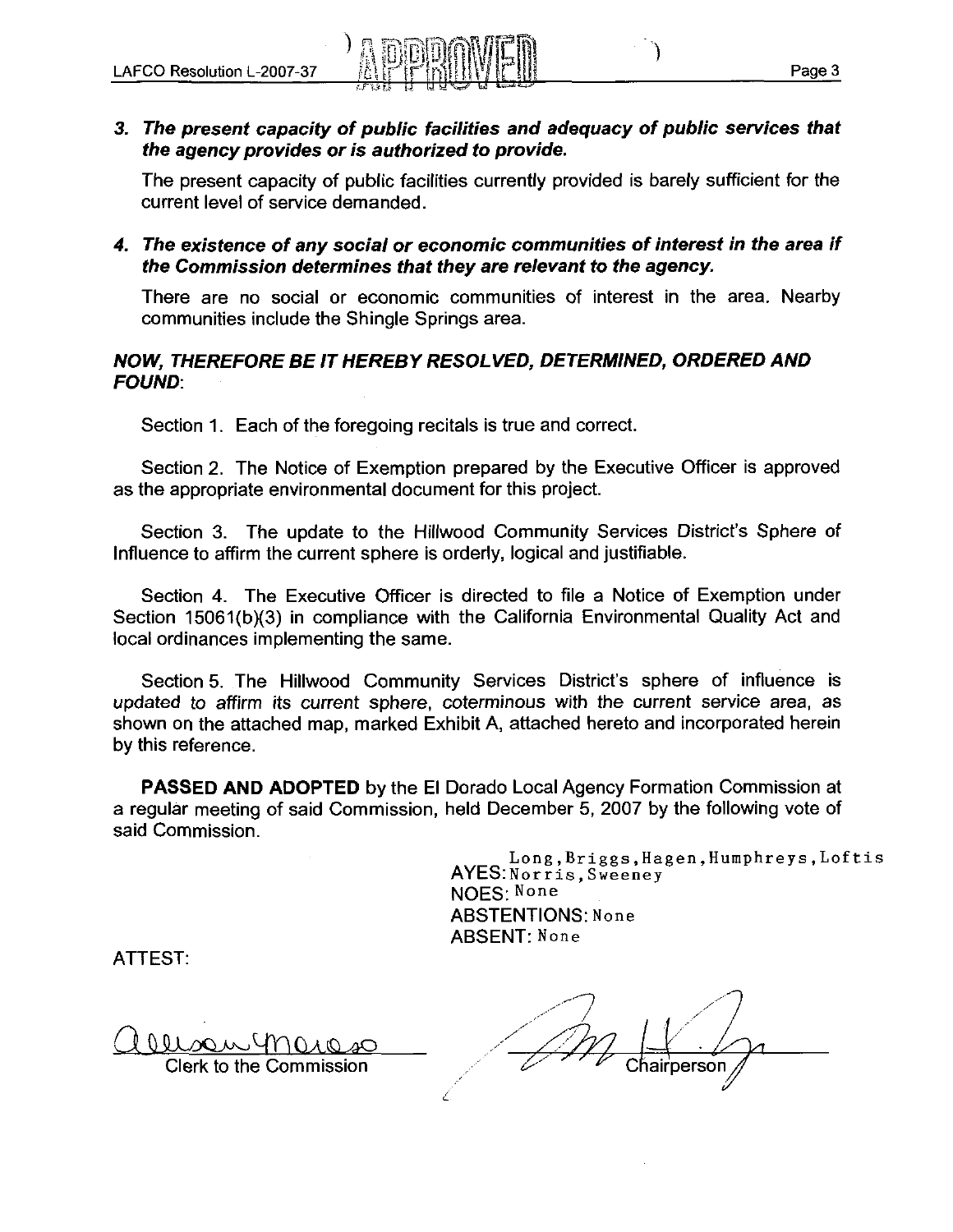***3. The present capacity of public facilities and adequacy of public services that the agency provides or is authorized to provide.***

The present capacity of public facilities currently provided is barely sufficient for the current level of service demanded.

***4. The existence of any social or economic communities of interest in the area if the Commission determines that they are relevant to the agency.***

There are no social or economic communities of interest in the area. Nearby communities include the Shingle Springs area.

***NOW, THEREFORE BE IT HEREBY RESOLVED, DETERMINED, ORDERED AND FOUND:***

Section 1. Each of the foregoing recitals is true and correct.

Section 2. The Notice of Exemption prepared by the Executive Officer is approved as the appropriate environmental document for this project.

Section 3. The update to the Hillwood Community Services District's Sphere of Influence to affirm the current sphere is orderly, logical and justifiable.

Section 4. The Executive Officer is directed to file a Notice of Exemption under Section 15061(b)(3) in compliance with the California Environmental Quality Act and local ordinances implementing the same.

Section 5. The Hillwood Community Services District's sphere of influence is updated to affirm its current sphere, coterminous with the current service area, as shown on the attached map, marked Exhibit A, attached hereto and incorporated herein by this reference.

**PASSED AND ADOPTED** by the El Dorado Local Agency Formation Commission at a regular meeting of said Commission, held December 5, 2007 by the following vote of said Commission.

AYES: Long, Briggs, Hagen, Humphreys, Loftis Norris, Sweeney
NOES: None
ABSTENTIONS: None
ABSENT: None

ATTEST:

Clerk to the Commission

Chairperson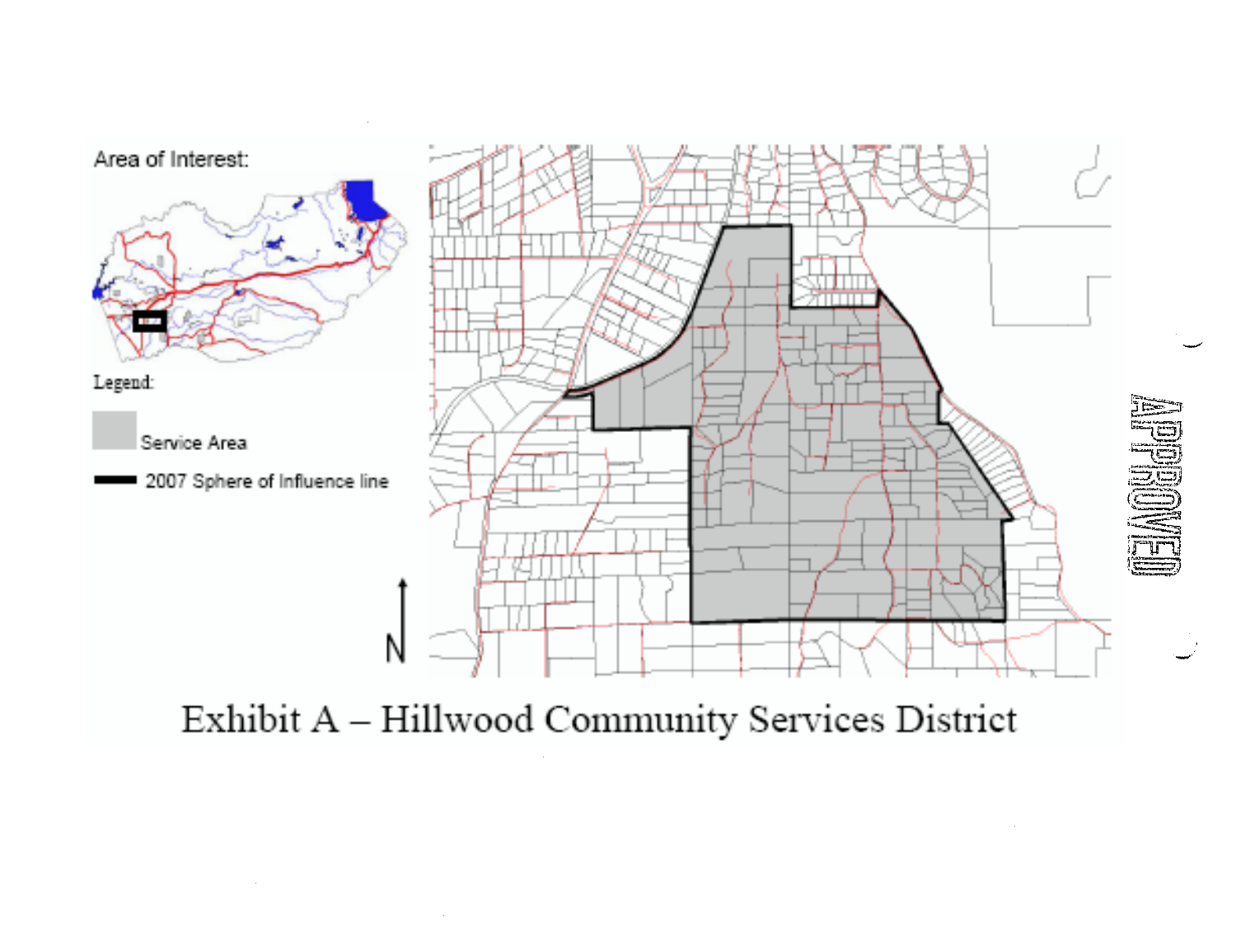Area of Interest:

Legend:

Service Area

2007 Sphere of Influence line

N

Exhibit A – Hillwood Community Services District

APPROVED